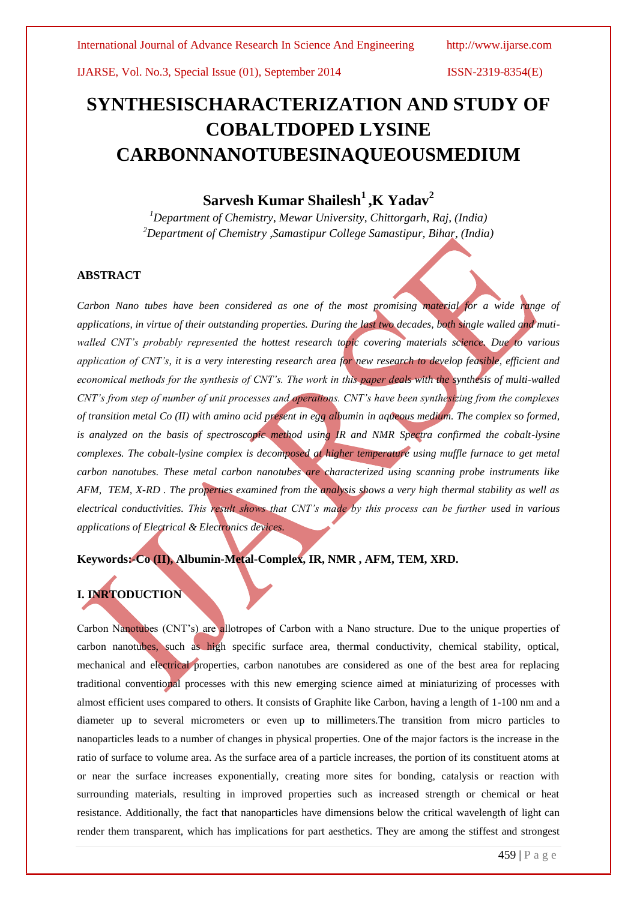# SYNTHESISCHARACTERIZATION AND STUDY OF COBALTDOPED LYSINE CARBONNANOTUBESINAQUEOUSMEDIUM

**Sarvesh Kumar Shailesh[1] ,K Yadav[2]**

*[1]Department of Chemistry, Mewar University, Chittorgarh, Raj, (India)*
*[2]Department of Chemistry ,Samastipur College Samastipur, Bihar, (India)*

## ABSTRACT

*Carbon Nano tubes have been considered as one of the most promising material for a wide range of applications, in virtue of their outstanding properties. During the last two decades, both single walled and muti-walled CNT's probably represented the hottest research topic covering materials science. Due to various application of CNT's, it is a very interesting research area for new research to develop feasible, efficient and economical methods for the synthesis of CNT's. The work in this paper deals with the synthesis of multi-walled CNT's from step of number of unit processes and operations. CNT's have been synthesizing from the complexes of transition metal Co (II) with amino acid present in egg albumin in aqueous medium. The complex so formed, is analyzed on the basis of spectroscopic method using IR and NMR Spectra confirmed the cobalt-lysine complexes. The cobalt-lysine complex is decomposed at higher temperature using muffle furnace to get metal carbon nanotubes. These metal carbon nanotubes are characterized using scanning probe instruments like AFM, TEM, X-RD . The properties examined from the analysis shows a very high thermal stability as well as electrical conductivities. This result shows that CNT's made by this process can be further used in various applications of Electrical & Electronics devices.*

**Keywords:-Co (II), Albumin-Metal-Complex, IR, NMR , AFM, TEM, XRD.**

## I. INRTODUCTION

Carbon Nanotubes (CNT's) are allotropes of Carbon with a Nano structure. Due to the unique properties of carbon nanotubes, such as high specific surface area, thermal conductivity, chemical stability, optical, mechanical and electrical properties, carbon nanotubes are considered as one of the best area for replacing traditional conventional processes with this new emerging science aimed at miniaturizing of processes with almost efficient uses compared to others. It consists of Graphite like Carbon, having a length of 1-100 nm and a diameter up to several micrometers or even up to millimeters.The transition from micro particles to nanoparticles leads to a number of changes in physical properties. One of the major factors is the increase in the ratio of surface to volume area. As the surface area of a particle increases, the portion of its constituent atoms at or near the surface increases exponentially, creating more sites for bonding, catalysis or reaction with surrounding materials, resulting in improved properties such as increased strength or chemical or heat resistance. Additionally, the fact that nanoparticles have dimensions below the critical wavelength of light can render them transparent, which has implications for part aesthetics. They are among the stiffest and strongest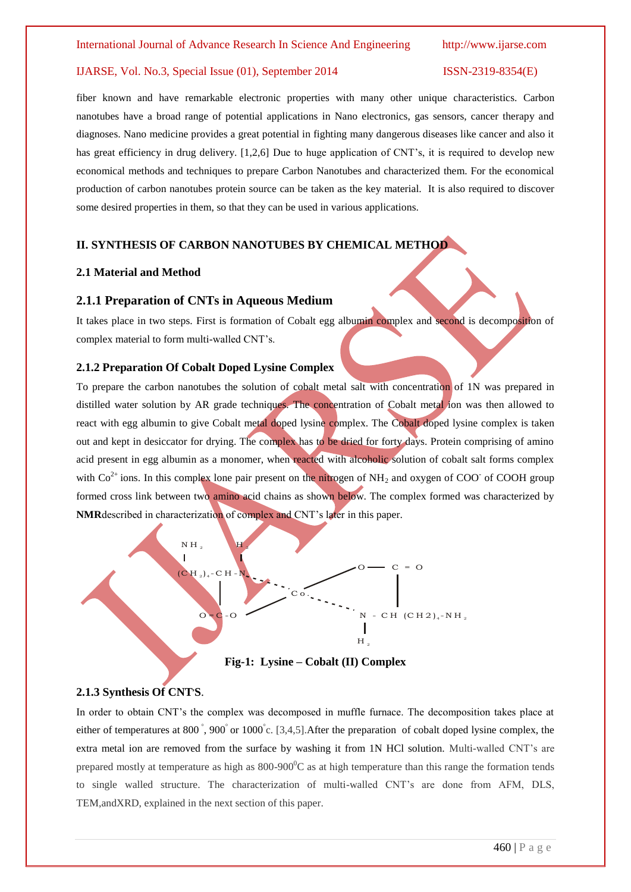fiber known and have remarkable electronic properties with many other unique characteristics. Carbon nanotubes have a broad range of potential applications in Nano electronics, gas sensors, cancer therapy and diagnoses. Nano medicine provides a great potential in fighting many dangerous diseases like cancer and also it has great efficiency in drug delivery. [1,2,6] Due to huge application of CNT's, it is required to develop new economical methods and techniques to prepare Carbon Nanotubes and characterized them. For the economical production of carbon nanotubes protein source can be taken as the key material. It is also required to discover some desired properties in them, so that they can be used in various applications.

## II. SYNTHESIS OF CARBON NANOTUBES BY CHEMICAL METHOD

### 2.1 Material and Method

### 2.1.1 Preparation of CNTs in Aqueous Medium

It takes place in two steps. First is formation of Cobalt egg albumin complex and second is decomposition of complex material to form multi-walled CNT's.

### 2.1.2 Preparation Of Cobalt Doped Lysine Complex

To prepare the carbon nanotubes the solution of cobalt metal salt with concentration of 1N was prepared in distilled water solution by AR grade techniques. The concentration of Cobalt metal ion was then allowed to react with egg albumin to give Cobalt metal doped lysine complex. The Cobalt doped lysine complex is taken out and kept in desiccator for drying. The complex has to be dried for forty days. Protein comprising of amino acid present in egg albumin as a monomer, when reacted with alcoholic solution of cobalt salt forms complex with $Co^{2+}$ ions. In this complex lone pair present on the nitrogen of $NH_2$ and oxygen of $COO^-$ of COOH group formed cross link between two amino acid chains as shown below. The complex formed was characterized by **NMR**described in characterization of complex and CNT's later in this paper.

```
 NH2         H2
  |          |
(CH2)4 - CH - N.                  O ——  C = O
         |       ` .  .         /        |
         |           Co .                |
         |          /      ` . .         |
   O = C - O                     N - CH (CH2)4 - NH2
                                 |
                                 H2
```

**Fig-1: Lysine – Cobalt (II) Complex**

### 2.1.3 Synthesis Of CNT'S.

In order to obtain CNT's the complex was decomposed in muffle furnace. The decomposition takes place at either of temperatures at 800 °, 900° or 1000°c. [3,4,5].After the preparation of cobalt doped lysine complex, the extra metal ion are removed from the surface by washing it from 1N HCl solution. Multi-walled CNT's are prepared mostly at temperature as high as 800-900$^0$C as at high temperature than this range the formation tends to single walled structure. The characterization of multi-walled CNT's are done from AFM, DLS, TEM,andXRD, explained in the next section of this paper.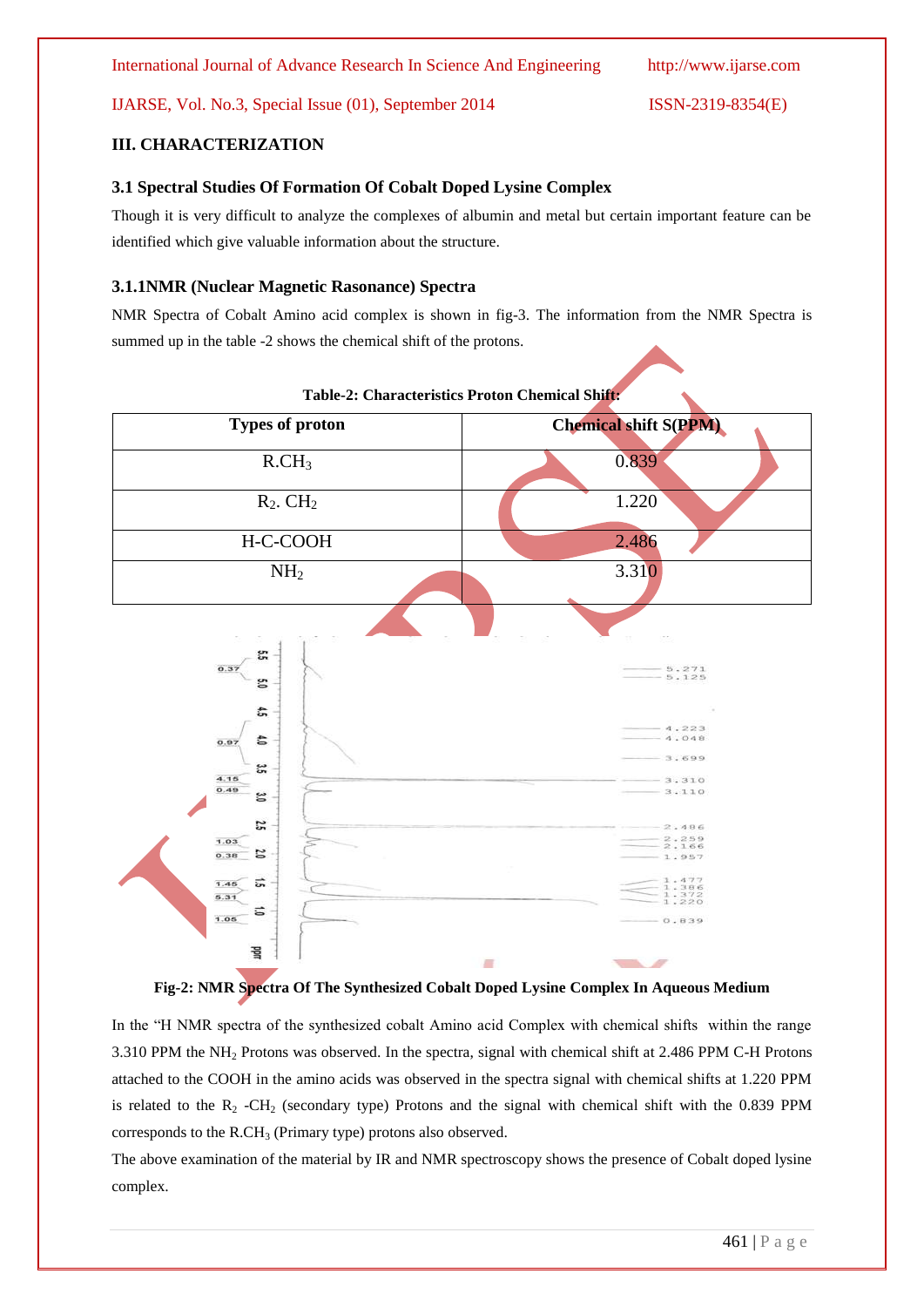## III. CHARACTERIZATION

### 3.1 Spectral Studies Of Formation Of Cobalt Doped Lysine Complex

Though it is very difficult to analyze the complexes of albumin and metal but certain important feature can be identified which give valuable information about the structure.

### 3.1.1NMR (Nuclear Magnetic Rasonance) Spectra

NMR Spectra of Cobalt Amino acid complex is shown in fig-3. The information from the NMR Spectra is summed up in the table -2 shows the chemical shift of the protons.

**Table-2: Characteristics Proton Chemical Shift:**

| Types of proton | Chemical shift S(PPM) |
|---|---|
| $R.CH_3$ | 0.839 |
| $R_2.\ CH_2$ | 1.220 |
| H-C-COOH | 2.486 |
| $NH_2$ | 3.310 |

**Fig-2: NMR Spectra Of The Synthesized Cobalt Doped Lysine Complex In Aqueous Medium**

In the "H NMR spectra of the synthesized cobalt Amino acid Complex with chemical shifts within the range 3.310 PPM the $NH_2$ Protons was observed. In the spectra, signal with chemical shift at 2.486 PPM C-H Protons attached to the COOH in the amino acids was observed in the spectra signal with chemical shifts at 1.220 PPM is related to the $R_2$ -$CH_2$ (secondary type) Protons and the signal with chemical shift with the 0.839 PPM corresponds to the $R.CH_3$ (Primary type) protons also observed.

The above examination of the material by IR and NMR spectroscopy shows the presence of Cobalt doped lysine complex.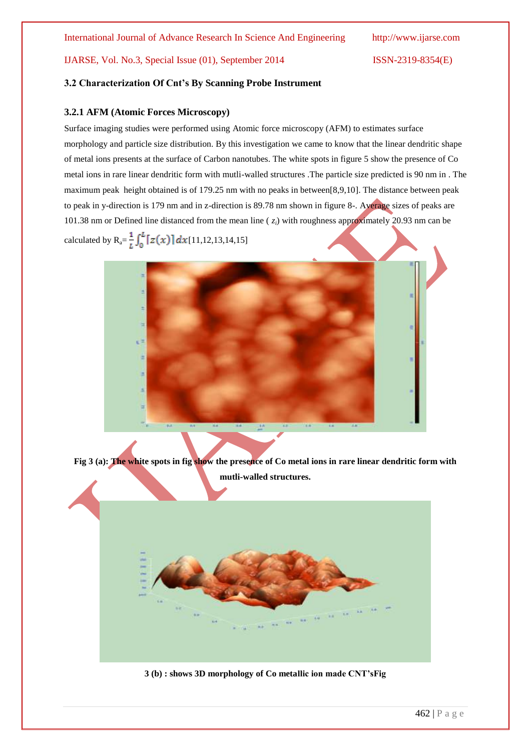### 3.2 Characterization Of Cnt's By Scanning Probe Instrument

#### 3.2.1 AFM (Atomic Forces Microscopy)

Surface imaging studies were performed using Atomic force microscopy (AFM) to estimates surface morphology and particle size distribution. By this investigation we came to know that the linear dendritic shape of metal ions presents at the surface of Carbon nanotubes. The white spots in figure 5 show the presence of Co metal ions in rare linear dendritic form with mutli-walled structures .The particle size predicted is 90 nm in . The maximum peak height obtained is of 179.25 nm with no peaks in between[8,9,10]. The distance between peak to peak in y-direction is 179 nm and in z-direction is 89.78 nm shown in figure 8-. Average sizes of peaks are 101.38 nm or Defined line distanced from the mean line ( $z_i$) with roughness approximately 20.93 nm can be calculated by $R_a = \frac{1}{L}\int_0^L [z(x)]\, dx$[11,12,13,14,15]

**Fig 3 (a): The white spots in fig show the presence of Co metal ions in rare linear dendritic form with mutli-walled structures.**

**3 (b) : shows 3D morphology of Co metallic ion made CNT'sFig**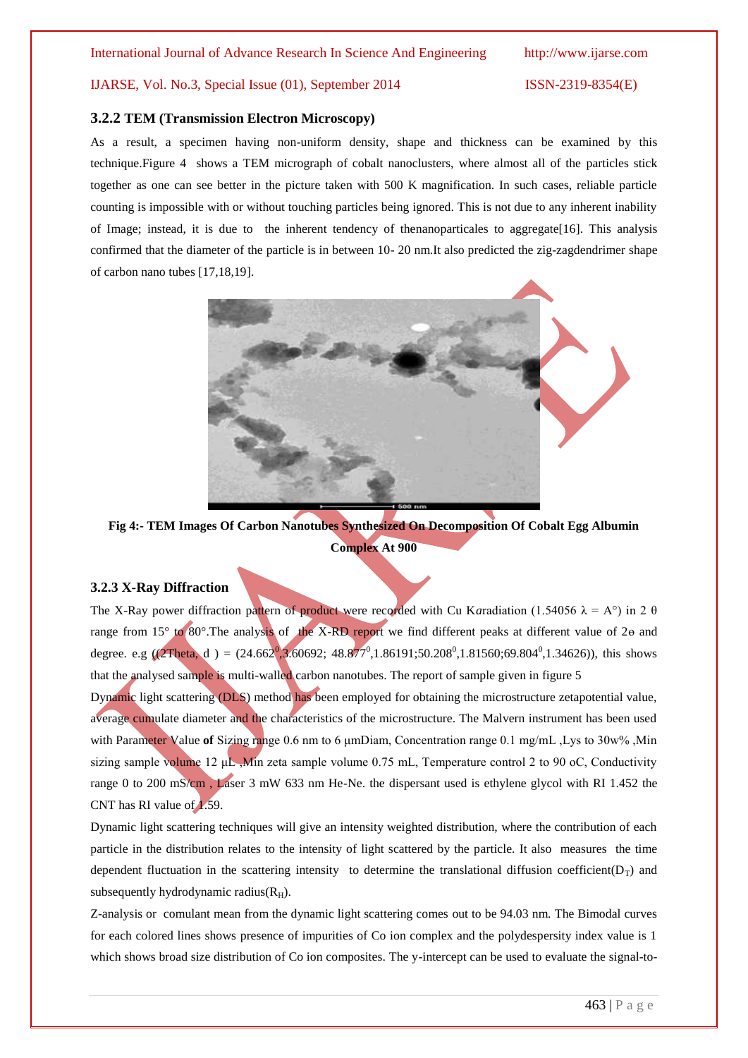### 3.2.2 TEM (Transmission Electron Microscopy)

As a result, a specimen having non-uniform density, shape and thickness can be examined by this technique.Figure 4 shows a TEM micrograph of cobalt nanoclusters, where almost all of the particles stick together as one can see better in the picture taken with 500 K magnification. In such cases, reliable particle counting is impossible with or without touching particles being ignored. This is not due to any inherent inability of Image; instead, it is due to the inherent tendency of thenanoparticales to aggregate[16]. This analysis confirmed that the diameter of the particle is in between 10- 20 nm.It also predicted the zig-zagdendrimer shape of carbon nano tubes [17,18,19].

**Fig 4:- TEM Images Of Carbon Nanotubes Synthesized On Decomposition Of Cobalt Egg Albumin Complex At 900**

### 3.2.3 X-Ray Diffraction

The X-Ray power diffraction pattern of product were recorded with Cu K*α*radiation (1.54056 $\lambda$ = A°) in 2 $\theta$ range from 15° to 80°.The analysis of the X-RD report we find different peaks at different value of 2$\theta$ and degree. e.g ((2Theta, d ) = (24.662$^0$,3.60692; 48.877$^0$,1.86191;50.208$^0$,1.81560;69.804$^0$,1.34626)), this shows that the analysed sample is multi-walled carbon nanotubes. The report of sample given in figure 5

Dynamic light scattering (DLS) method has been employed for obtaining the microstructure zetapotential value, average cumulate diameter and the characteristics of the microstructure. The Malvern instrument has been used with Parameter Value **of** Sizing range 0.6 nm to 6 µmDiam, Concentration range 0.1 mg/mL ,Lys to 30w% ,Min sizing sample volume 12 µL ,Min zeta sample volume 0.75 mL, Temperature control 2 to 90 oC, Conductivity range 0 to 200 mS/cm , Laser 3 mW 633 nm He-Ne. the dispersant used is ethylene glycol with RI 1.452 the CNT has RI value of 1.59.

Dynamic light scattering techniques will give an intensity weighted distribution, where the contribution of each particle in the distribution relates to the intensity of light scattered by the particle. It also measures the time dependent fluctuation in the scattering intensity to determine the translational diffusion coefficient($D_T$) and subsequently hydrodynamic radius($R_H$).

Z-analysis or comulant mean from the dynamic light scattering comes out to be 94.03 nm. The Bimodal curves for each colored lines shows presence of impurities of Co ion complex and the polydespersity index value is 1 which shows broad size distribution of Co ion composites. The y-intercept can be used to evaluate the signal-to-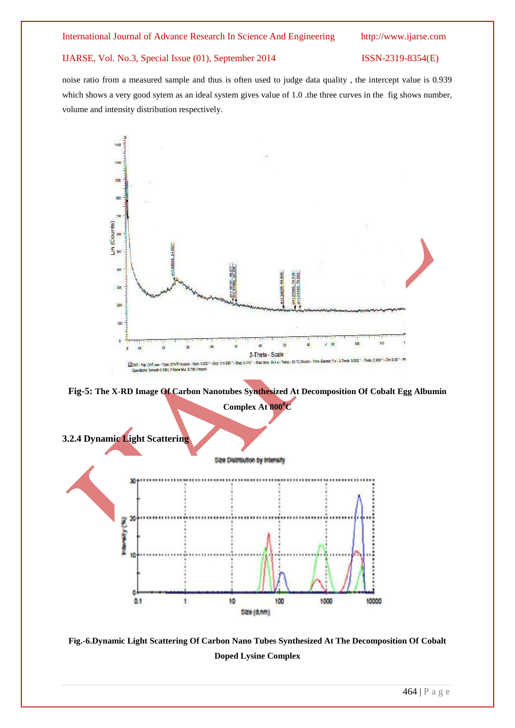noise ratio from a measured sample and thus is often used to judge data quality , the intercept value is 0.939 which shows a very good sytem as an ideal system gives value of 1.0 .the three curves in the fig shows number, volume and intensity distribution respectively.

**Fig-5: The X-RD Image Of Carbon Nanotubes Synthesized At Decomposition Of Cobalt Egg Albumin Complex At 800$^0$C**

### 3.2.4 Dynamic Light Scattering

**Fig.-6.Dynamic Light Scattering Of Carbon Nano Tubes Synthesized At The Decomposition Of Cobalt Doped Lysine Complex**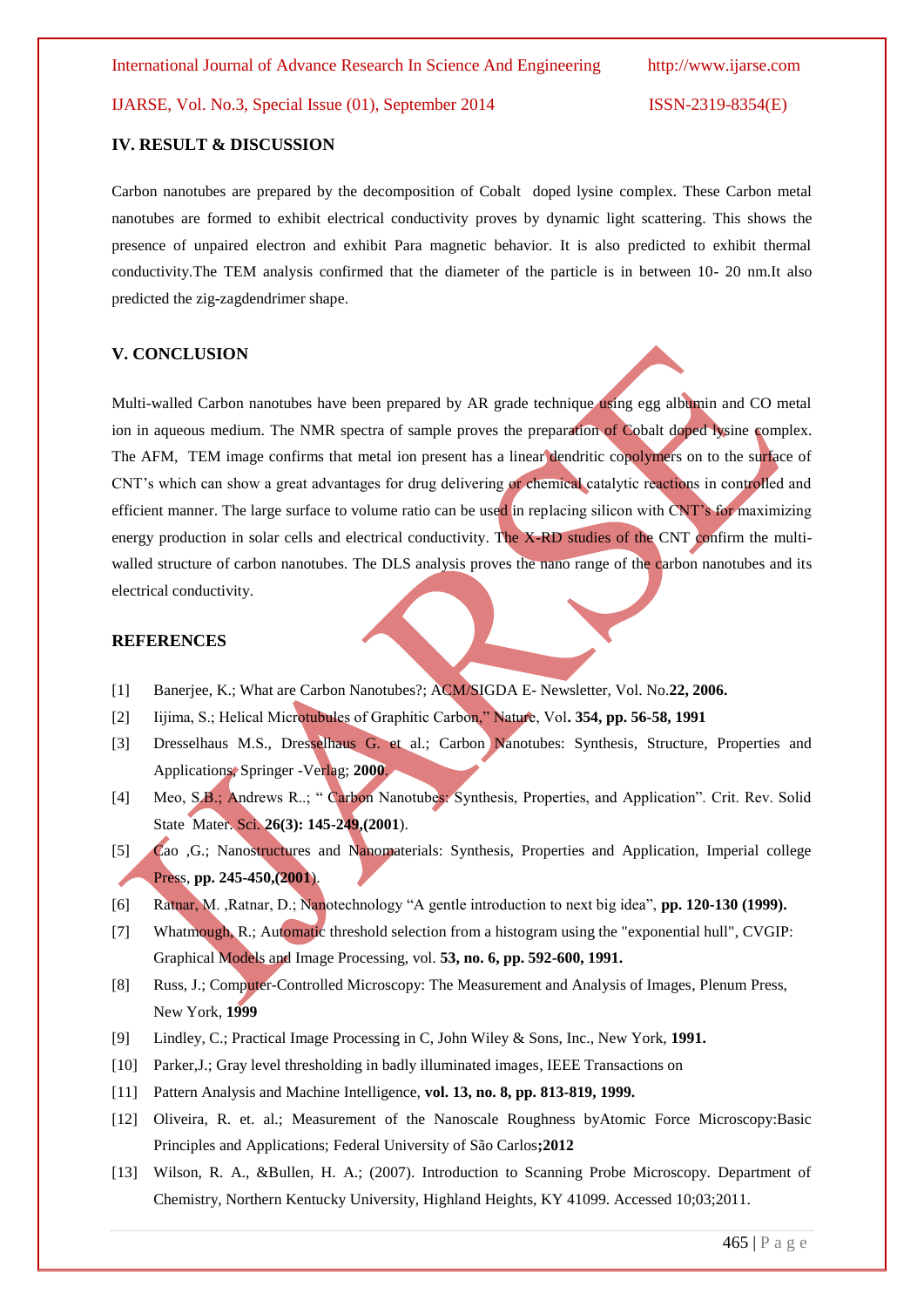## IV. RESULT & DISCUSSION

Carbon nanotubes are prepared by the decomposition of Cobalt doped lysine complex. These Carbon metal nanotubes are formed to exhibit electrical conductivity proves by dynamic light scattering. This shows the presence of unpaired electron and exhibit Para magnetic behavior. It is also predicted to exhibit thermal conductivity.The TEM analysis confirmed that the diameter of the particle is in between 10- 20 nm.It also predicted the zig-zagdendrimer shape.

## V. CONCLUSION

Multi-walled Carbon nanotubes have been prepared by AR grade technique using egg albumin and CO metal ion in aqueous medium. The NMR spectra of sample proves the preparation of Cobalt doped lysine complex. The AFM, TEM image confirms that metal ion present has a linear dendritic copolymers on to the surface of CNT's which can show a great advantages for drug delivering or chemical catalytic reactions in controlled and efficient manner. The large surface to volume ratio can be used in replacing silicon with CNT's for maximizing energy production in solar cells and electrical conductivity. The X-RD studies of the CNT confirm the multi-walled structure of carbon nanotubes. The DLS analysis proves the nano range of the carbon nanotubes and its electrical conductivity.

## REFERENCES

[1] Banerjee, K.; What are Carbon Nanotubes?; ACM/SIGDA E- Newsletter, Vol. No.**22, 2006.**

[2] Iijima, S.; Helical Microtubules of Graphitic Carbon," Nature, Vol**. 354, pp. 56-58, 1991**

[3] Dresselhaus M.S., Dresselhaus G. et al.; Carbon Nanotubes: Synthesis, Structure, Properties and Applications, Springer -Verlag; **2000**.

[4] Meo, S.B.; Andrews R..; " Carbon Nanotubes: Synthesis, Properties, and Application". Crit. Rev. Solid State Mater. Sci. **26(3): 145-249,(2001**).

[5] Cao ,G.; Nanostructures and Nanomaterials: Synthesis, Properties and Application, Imperial college Press, **pp. 245-450,(2001**).

[6] Ratnar, M. ,Ratnar, D.; Nanotechnology "A gentle introduction to next big idea", **pp. 120-130 (1999).**

[7] Whatmough, R.; Automatic threshold selection from a histogram using the "exponential hull", CVGIP: Graphical Models and Image Processing, vol. **53, no. 6, pp. 592-600, 1991.**

[8] Russ, J.; Computer-Controlled Microscopy: The Measurement and Analysis of Images, Plenum Press, New York, **1999**

[9] Lindley, C.; Practical Image Processing in C, John Wiley & Sons, Inc., New York, **1991.**

[10] Parker,J.; Gray level thresholding in badly illuminated images, IEEE Transactions on

[11] Pattern Analysis and Machine Intelligence, **vol. 13, no. 8, pp. 813-819, 1999.**

[12] Oliveira, R. et. al.; Measurement of the Nanoscale Roughness byAtomic Force Microscopy:Basic Principles and Applications; Federal University of São Carlos**;2012**

[13] Wilson, R. A., &Bullen, H. A.; (2007). Introduction to Scanning Probe Microscopy. Department of Chemistry, Northern Kentucky University, Highland Heights, KY 41099. Accessed 10;03;2011.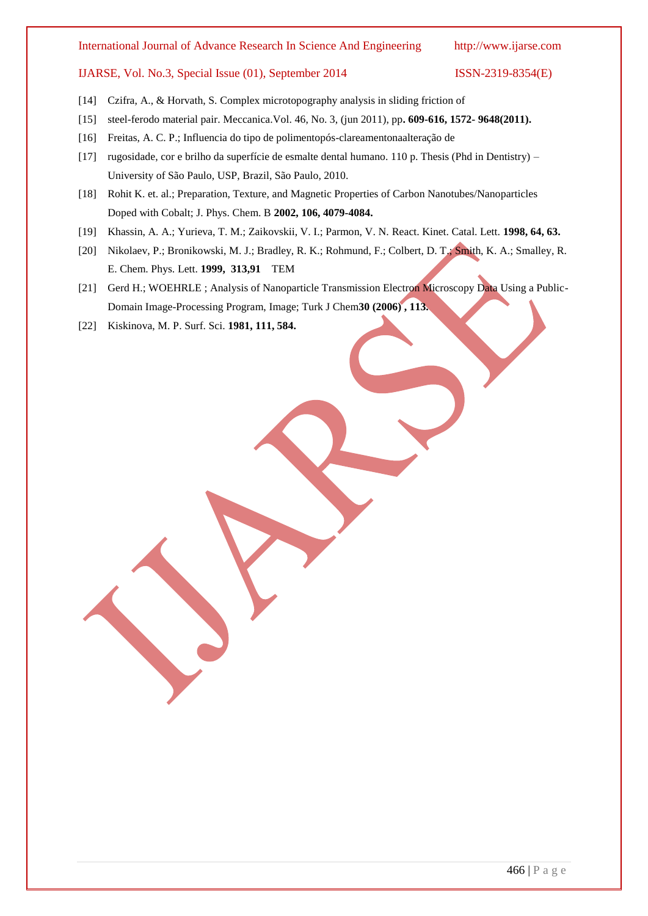[14] Czifra, A., & Horvath, S. Complex microtopography analysis in sliding friction of

[15] steel-ferodo material pair. Meccanica.Vol. 46, No. 3, (jun 2011), pp**. 609-616, 1572- 9648(2011).**

[16] Freitas, A. C. P.; Influencia do tipo de polimentopós-clareamentonaalteração de

[17] rugosidade, cor e brilho da superfície de esmalte dental humano. 110 p. Thesis (Phd in Dentistry) – University of São Paulo, USP, Brazil, São Paulo, 2010.

[18] Rohit K. et. al.; Preparation, Texture, and Magnetic Properties of Carbon Nanotubes/Nanoparticles Doped with Cobalt; J. Phys. Chem. B **2002, 106, 4079-4084.**

[19] Khassin, A. A.; Yurieva, T. M.; Zaikovskii, V. I.; Parmon, V. N. React. Kinet. Catal. Lett. **1998, 64, 63.**

[20] Nikolaev, P.; Bronikowski, M. J.; Bradley, R. K.; Rohmund, F.; Colbert, D. T.; Smith, K. A.; Smalley, R. E. Chem. Phys. Lett. **1999, 313,91** TEM

[21] Gerd H.; WOEHRLE ; Analysis of Nanoparticle Transmission Electron Microscopy Data Using a Public-Domain Image-Processing Program, Image; Turk J Chem**30 (2006) , 113.**

[22] Kiskinova, M. P. Surf. Sci. **1981, 111, 584.**